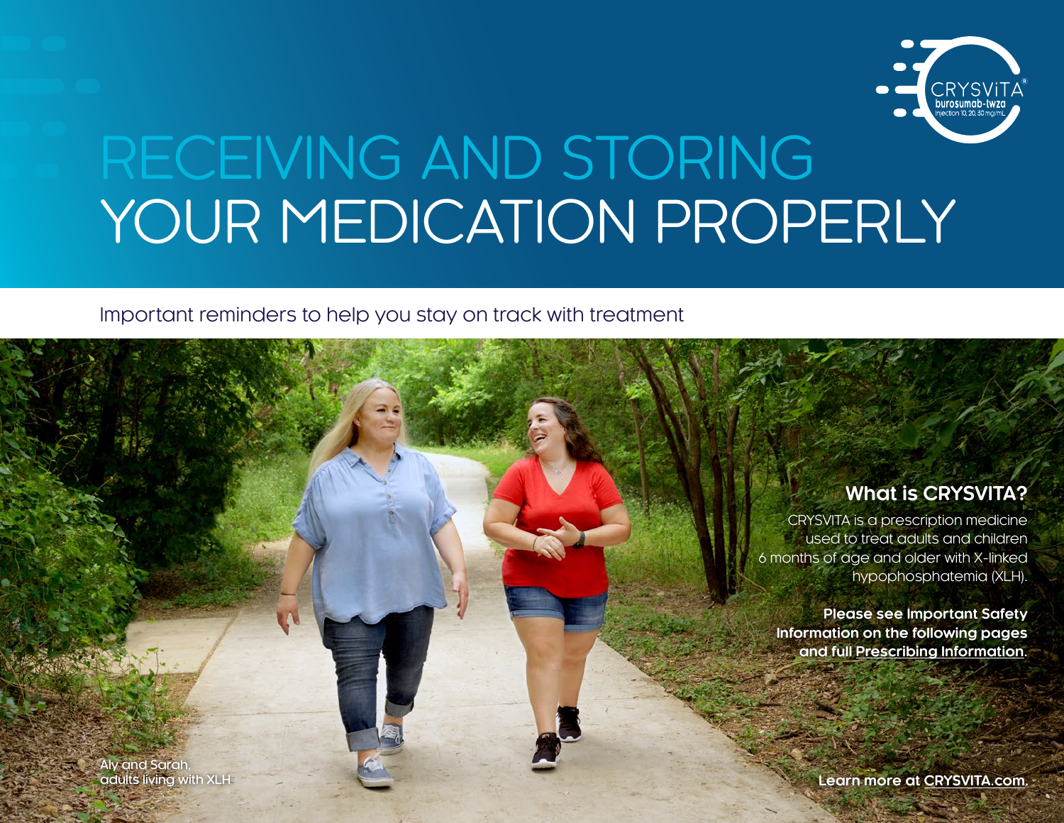CRYSVITA® burosumab-twza Injection 10, 20, 30 mg/mL

# RECEIVING AND STORING YOUR MEDICATION PROPERLY

Important reminders to help you stay on track with treatment

Aly and Sarah, adults living with XLH

## What is CRYSVITA?

CRYSVITA is a prescription medicine used to treat adults and children 6 months of age and older with X-linked hypophosphatemia (XLH).

**Please see Important Safety Information on the following pages and full Prescribing Information.**

**Learn more at CRYSVITA.com.**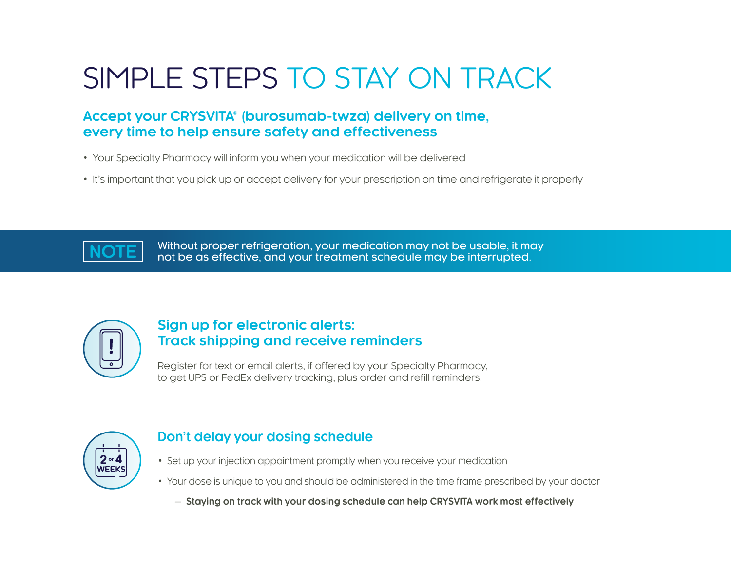# SIMPLE STEPS TO STAY ON TRACK

## Accept your CRYSVITA® (burosumab-twza) delivery on time, every time to help ensure safety and effectiveness

- Your Specialty Pharmacy will inform you when your medication will be delivered
- It's important that you pick up or accept delivery for your prescription on time and refrigerate it properly

**NOTE** Without proper refrigeration, your medication may not be usable, it may not be as effective, and your treatment schedule may be interrupted.

## Sign up for electronic alerts: Track shipping and receive reminders

Register for text or email alerts, if offered by your Specialty Pharmacy, to get UPS or FedEx delivery tracking, plus order and refill reminders.

## Don't delay your dosing schedule

- Set up your injection appointment promptly when you receive your medication
- Your dose is unique to you and should be administered in the time frame prescribed by your doctor
  - **Staying on track with your dosing schedule can help CRYSVITA work most effectively**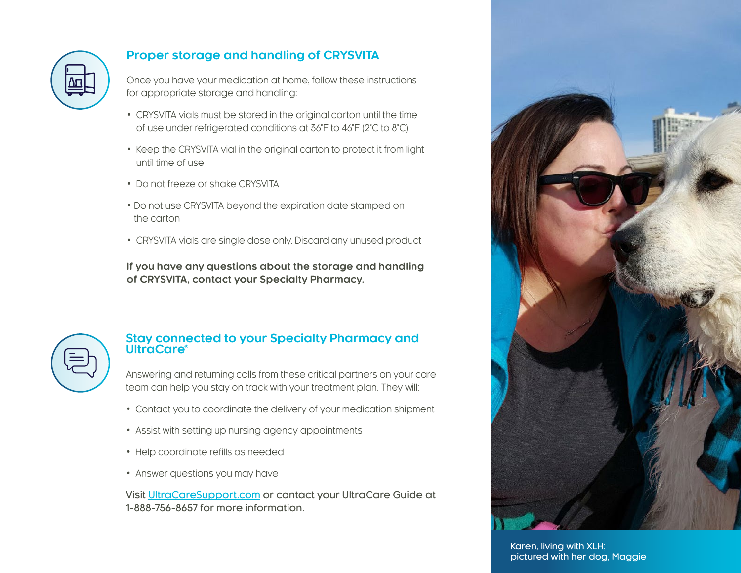## Proper storage and handling of CRYSVITA

Once you have your medication at home, follow these instructions for appropriate storage and handling:

- CRYSVITA vials must be stored in the original carton until the time of use under refrigerated conditions at 36°F to 46°F (2°C to 8°C)
- Keep the CRYSVITA vial in the original carton to protect it from light until time of use
- Do not freeze or shake CRYSVITA
- Do not use CRYSVITA beyond the expiration date stamped on the carton
- CRYSVITA vials are single dose only. Discard any unused product

**If you have any questions about the storage and handling of CRYSVITA, contact your Specialty Pharmacy.**

## Stay connected to your Specialty Pharmacy and UltraCare®

Answering and returning calls from these critical partners on your care team can help you stay on track with your treatment plan. They will:

- Contact you to coordinate the delivery of your medication shipment
- Assist with setting up nursing agency appointments
- Help coordinate refills as needed
- Answer questions you may have

Visit UltraCareSupport.com or contact your UltraCare Guide at 1-888-756-8657 for more information.

Karen, living with XLH; pictured with her dog, Maggie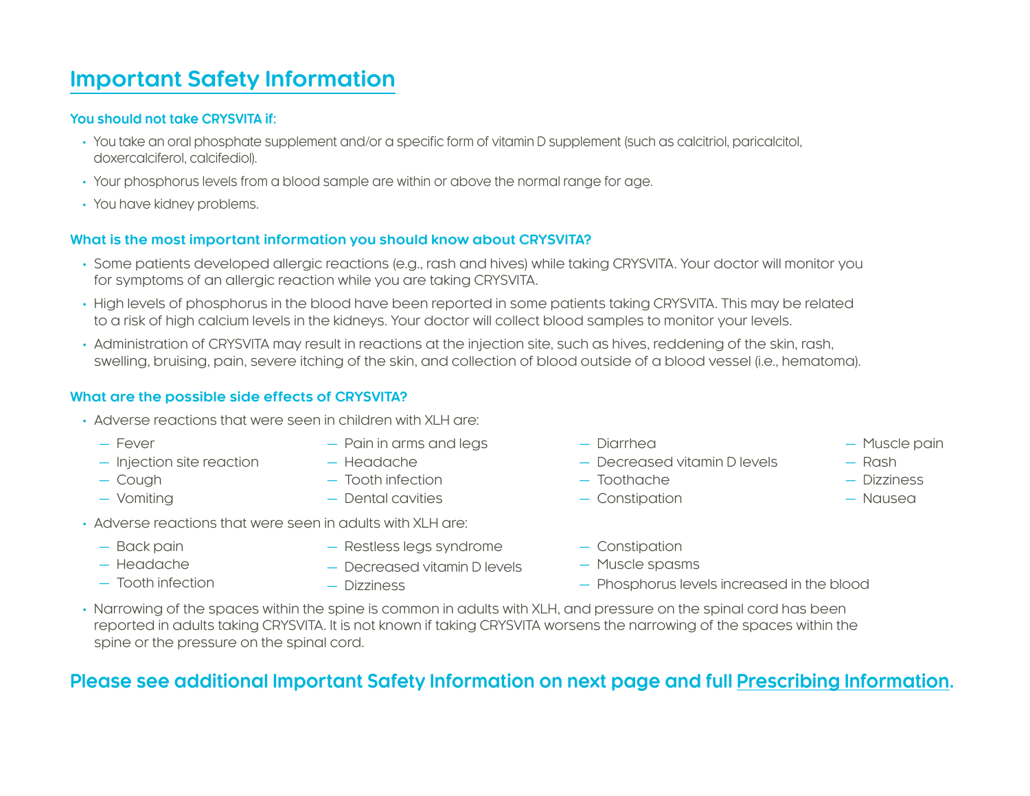## Important Safety Information

### You should not take CRYSVITA if:

- You take an oral phosphate supplement and/or a specific form of vitamin D supplement (such as calcitriol, paricalcitol, doxercalciferol, calcifediol).
- Your phosphorus levels from a blood sample are within or above the normal range for age.
- You have kidney problems.

### What is the most important information you should know about CRYSVITA?

- Some patients developed allergic reactions (e.g., rash and hives) while taking CRYSVITA. Your doctor will monitor you for symptoms of an allergic reaction while you are taking CRYSVITA.
- High levels of phosphorus in the blood have been reported in some patients taking CRYSVITA. This may be related to a risk of high calcium levels in the kidneys. Your doctor will collect blood samples to monitor your levels.
- Administration of CRYSVITA may result in reactions at the injection site, such as hives, reddening of the skin, rash, swelling, bruising, pain, severe itching of the skin, and collection of blood outside of a blood vessel (i.e., hematoma).

### What are the possible side effects of CRYSVITA?

- Adverse reactions that were seen in children with XLH are:
  - Fever
  - Injection site reaction
  - Cough
  - Vomiting
  - Pain in arms and legs
  - Headache
  - Tooth infection
  - Dental cavities
  - Diarrhea
  - Decreased vitamin D levels
  - Toothache
  - Constipation
  - Muscle pain
  - Rash
  - Dizziness
  - Nausea
- Adverse reactions that were seen in adults with XLH are:
  - Back pain
  - Headache
  - Tooth infection
  - Restless legs syndrome
  - Decreased vitamin D levels
  - Dizziness
  - Constipation
  - Muscle spasms
  - Phosphorus levels increased in the blood
- Narrowing of the spaces within the spine is common in adults with XLH, and pressure on the spinal cord has been reported in adults taking CRYSVITA. It is not known if taking CRYSVITA worsens the narrowing of the spaces within the spine or the pressure on the spinal cord.

**Please see additional Important Safety Information on next page and full Prescribing Information.**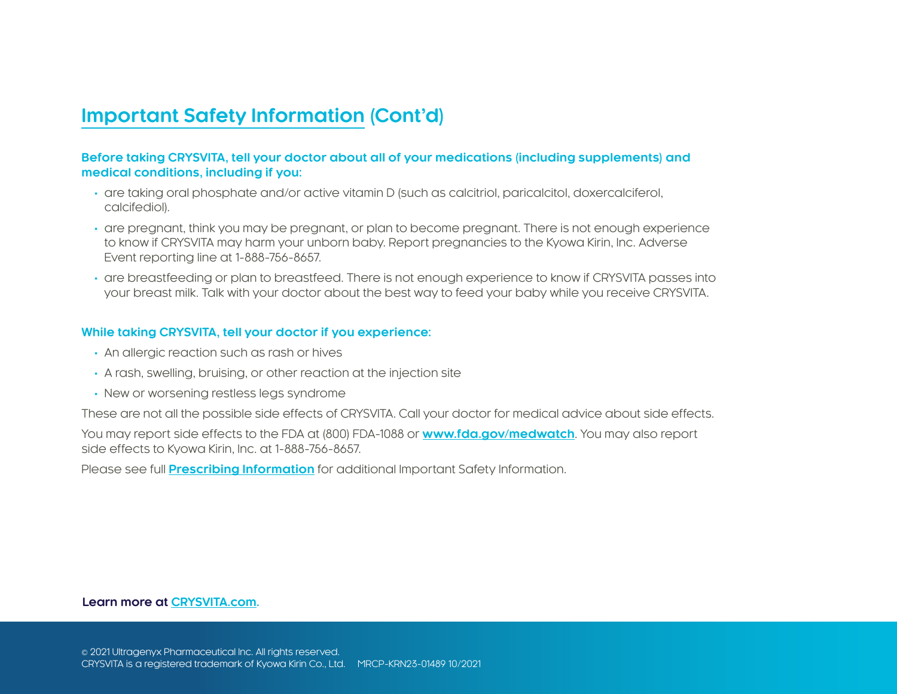## Important Safety Information (Cont'd)

**Before taking CRYSVITA, tell your doctor about all of your medications (including supplements) and medical conditions, including if you:**

- are taking oral phosphate and/or active vitamin D (such as calcitriol, paricalcitol, doxercalciferol, calcifediol).
- are pregnant, think you may be pregnant, or plan to become pregnant. There is not enough experience to know if CRYSVITA may harm your unborn baby. Report pregnancies to the Kyowa Kirin, Inc. Adverse Event reporting line at 1-888-756-8657.
- are breastfeeding or plan to breastfeed. There is not enough experience to know if CRYSVITA passes into your breast milk. Talk with your doctor about the best way to feed your baby while you receive CRYSVITA.

**While taking CRYSVITA, tell your doctor if you experience:**

- An allergic reaction such as rash or hives
- A rash, swelling, bruising, or other reaction at the injection site
- New or worsening restless legs syndrome

These are not all the possible side effects of CRYSVITA. Call your doctor for medical advice about side effects.

You may report side effects to the FDA at (800) FDA-1088 or **www.fda.gov/medwatch**. You may also report side effects to Kyowa Kirin, Inc. at 1-888-756-8657.

Please see full **Prescribing Information** for additional Important Safety Information.

**Learn more at CRYSVITA.com.**

© 2021 Ultragenyx Pharmaceutical Inc. All rights reserved.
CRYSVITA is a registered trademark of Kyowa Kirin Co., Ltd. MRCP-KRN23-01489 10/2021